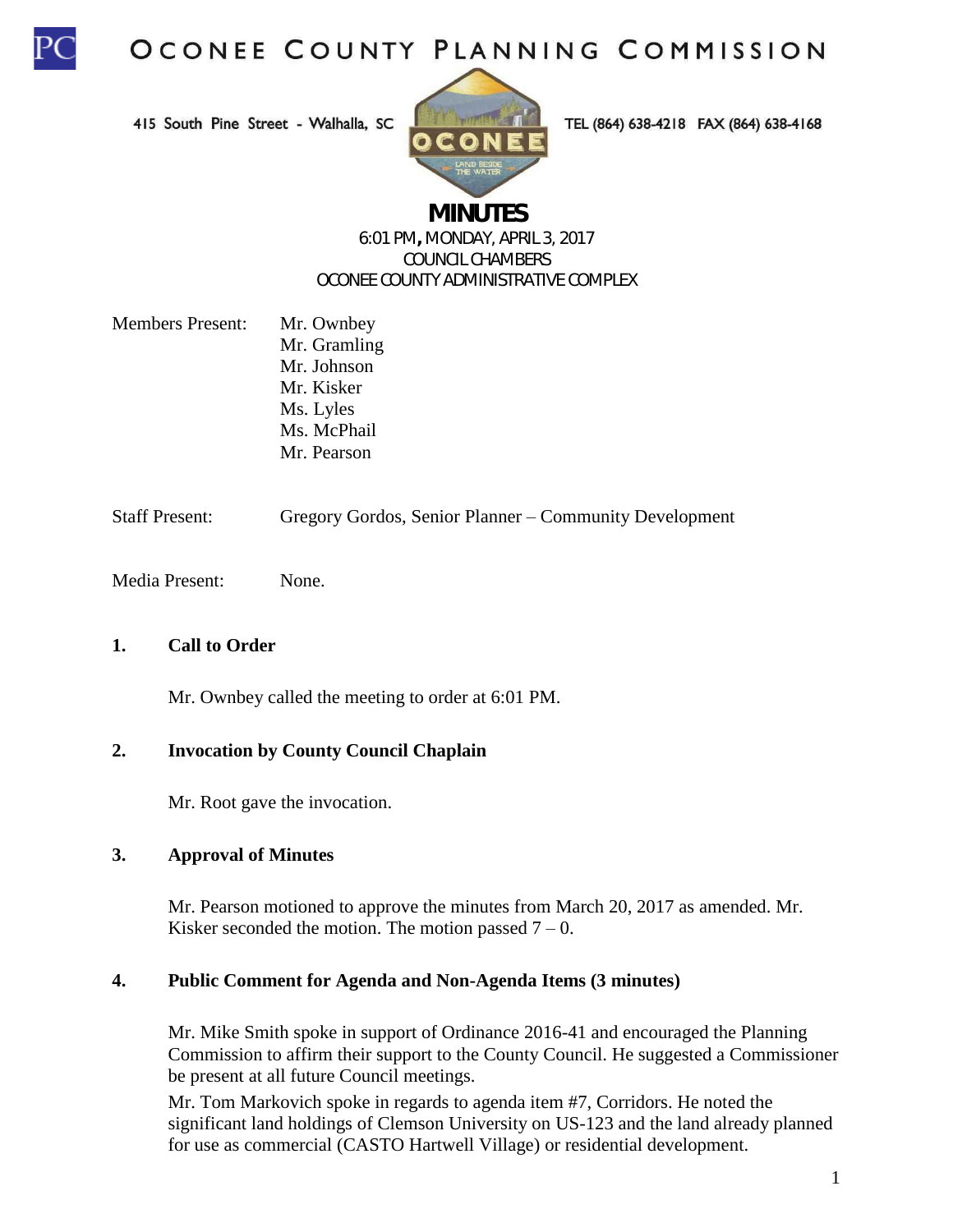# OCONEE COUNTY PLANNING COMMISSION

415 South Pine Street - Walhalla, SC TEL (864) 638-4218 FAX (864) 638-4168

## MINUTES

6:01 PM, MONDAY, APRIL 3, 2017
COUNCIL CHAMBERS
OCONEE COUNTY ADMINISTRATIVE COMPLEX

Members Present: Mr. Ownbey
Mr. Gramling
Mr. Johnson
Mr. Kisker
Ms. Lyles
Ms. McPhail
Mr. Pearson

Staff Present: Gregory Gordos, Senior Planner – Community Development

Media Present: None.

**1. Call to Order**

Mr. Ownbey called the meeting to order at 6:01 PM.

**2. Invocation by County Council Chaplain**

Mr. Root gave the invocation.

**3. Approval of Minutes**

Mr. Pearson motioned to approve the minutes from March 20, 2017 as amended. Mr. Kisker seconded the motion. The motion passed 7 – 0.

**4. Public Comment for Agenda and Non-Agenda Items (3 minutes)**

Mr. Mike Smith spoke in support of Ordinance 2016-41 and encouraged the Planning Commission to affirm their support to the County Council. He suggested a Commissioner be present at all future Council meetings.

Mr. Tom Markovich spoke in regards to agenda item #7, Corridors. He noted the significant land holdings of Clemson University on US-123 and the land already planned for use as commercial (CASTO Hartwell Village) or residential development.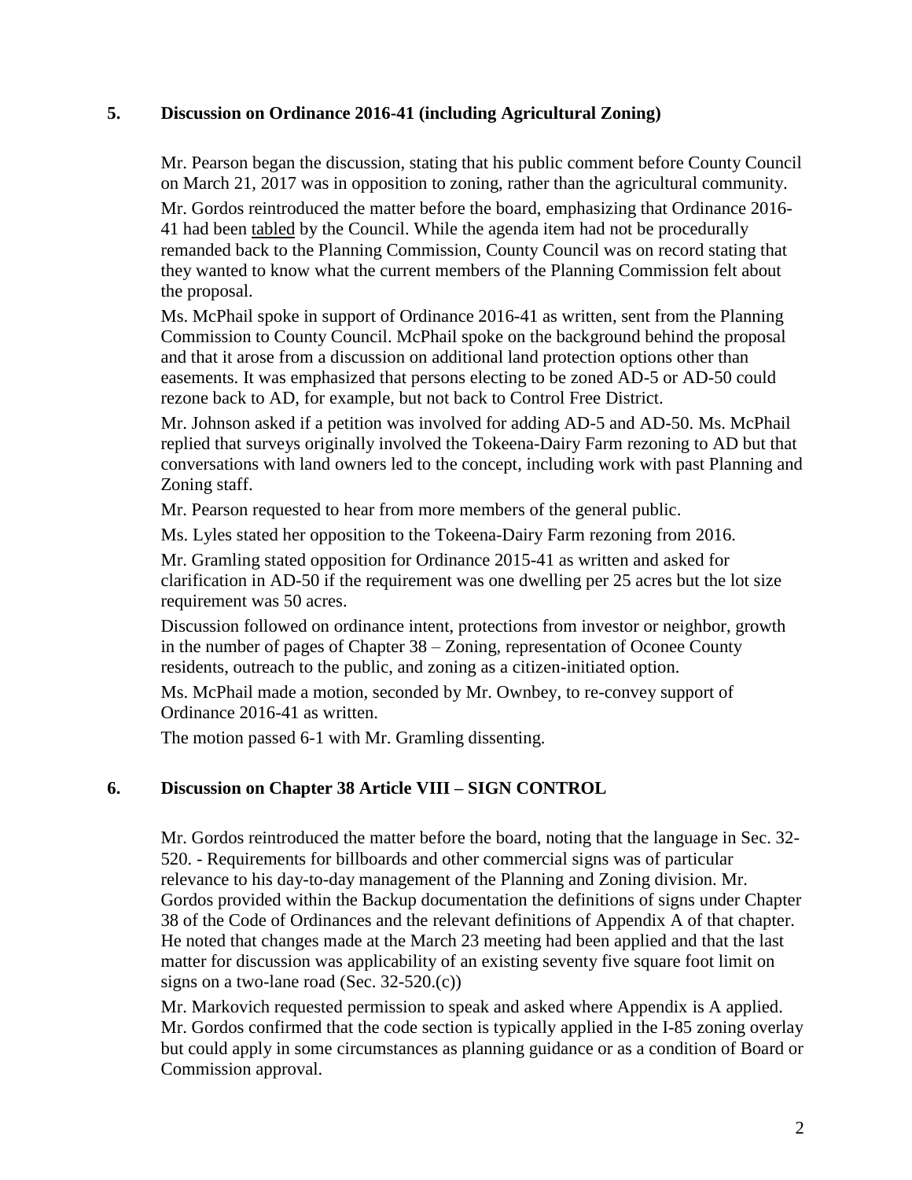## 5. Discussion on Ordinance 2016-41 (including Agricultural Zoning)

Mr. Pearson began the discussion, stating that his public comment before County Council on March 21, 2017 was in opposition to zoning, rather than the agricultural community.

Mr. Gordos reintroduced the matter before the board, emphasizing that Ordinance 2016-41 had been tabled by the Council. While the agenda item had not be procedurally remanded back to the Planning Commission, County Council was on record stating that they wanted to know what the current members of the Planning Commission felt about the proposal.

Ms. McPhail spoke in support of Ordinance 2016-41 as written, sent from the Planning Commission to County Council. McPhail spoke on the background behind the proposal and that it arose from a discussion on additional land protection options other than easements. It was emphasized that persons electing to be zoned AD-5 or AD-50 could rezone back to AD, for example, but not back to Control Free District.

Mr. Johnson asked if a petition was involved for adding AD-5 and AD-50. Ms. McPhail replied that surveys originally involved the Tokeena-Dairy Farm rezoning to AD but that conversations with land owners led to the concept, including work with past Planning and Zoning staff.

Mr. Pearson requested to hear from more members of the general public.

Ms. Lyles stated her opposition to the Tokeena-Dairy Farm rezoning from 2016.

Mr. Gramling stated opposition for Ordinance 2015-41 as written and asked for clarification in AD-50 if the requirement was one dwelling per 25 acres but the lot size requirement was 50 acres.

Discussion followed on ordinance intent, protections from investor or neighbor, growth in the number of pages of Chapter 38 – Zoning, representation of Oconee County residents, outreach to the public, and zoning as a citizen-initiated option.

Ms. McPhail made a motion, seconded by Mr. Ownbey, to re-convey support of Ordinance 2016-41 as written.

The motion passed 6-1 with Mr. Gramling dissenting.

## 6. Discussion on Chapter 38 Article VIII – SIGN CONTROL

Mr. Gordos reintroduced the matter before the board, noting that the language in Sec. 32-520. - Requirements for billboards and other commercial signs was of particular relevance to his day-to-day management of the Planning and Zoning division. Mr. Gordos provided within the Backup documentation the definitions of signs under Chapter 38 of the Code of Ordinances and the relevant definitions of Appendix A of that chapter. He noted that changes made at the March 23 meeting had been applied and that the last matter for discussion was applicability of an existing seventy five square foot limit on signs on a two-lane road (Sec. 32-520.(c))

Mr. Markovich requested permission to speak and asked where Appendix is A applied. Mr. Gordos confirmed that the code section is typically applied in the I-85 zoning overlay but could apply in some circumstances as planning guidance or as a condition of Board or Commission approval.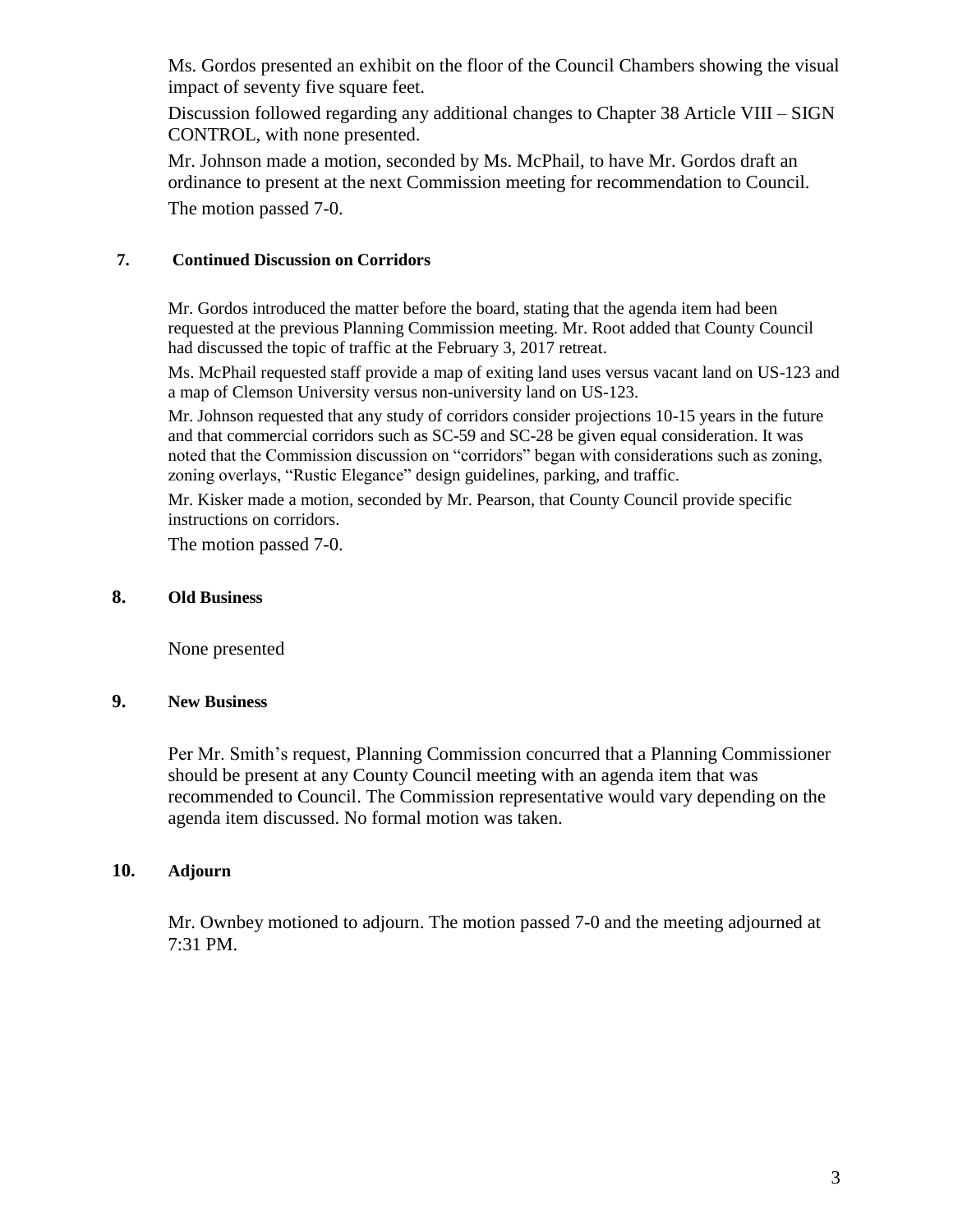Ms. Gordos presented an exhibit on the floor of the Council Chambers showing the visual impact of seventy five square feet.

Discussion followed regarding any additional changes to Chapter 38 Article VIII – SIGN CONTROL, with none presented.

Mr. Johnson made a motion, seconded by Ms. McPhail, to have Mr. Gordos draft an ordinance to present at the next Commission meeting for recommendation to Council.

The motion passed 7-0.

**7. Continued Discussion on Corridors**

Mr. Gordos introduced the matter before the board, stating that the agenda item had been requested at the previous Planning Commission meeting. Mr. Root added that County Council had discussed the topic of traffic at the February 3, 2017 retreat.

Ms. McPhail requested staff provide a map of exiting land uses versus vacant land on US-123 and a map of Clemson University versus non-university land on US-123.

Mr. Johnson requested that any study of corridors consider projections 10-15 years in the future and that commercial corridors such as SC-59 and SC-28 be given equal consideration. It was noted that the Commission discussion on "corridors" began with considerations such as zoning, zoning overlays, "Rustic Elegance" design guidelines, parking, and traffic.

Mr. Kisker made a motion, seconded by Mr. Pearson, that County Council provide specific instructions on corridors.

The motion passed 7-0.

**8. Old Business**

None presented

**9. New Business**

Per Mr. Smith's request, Planning Commission concurred that a Planning Commissioner should be present at any County Council meeting with an agenda item that was recommended to Council. The Commission representative would vary depending on the agenda item discussed. No formal motion was taken.

**10. Adjourn**

Mr. Ownbey motioned to adjourn. The motion passed 7-0 and the meeting adjourned at 7:31 PM.